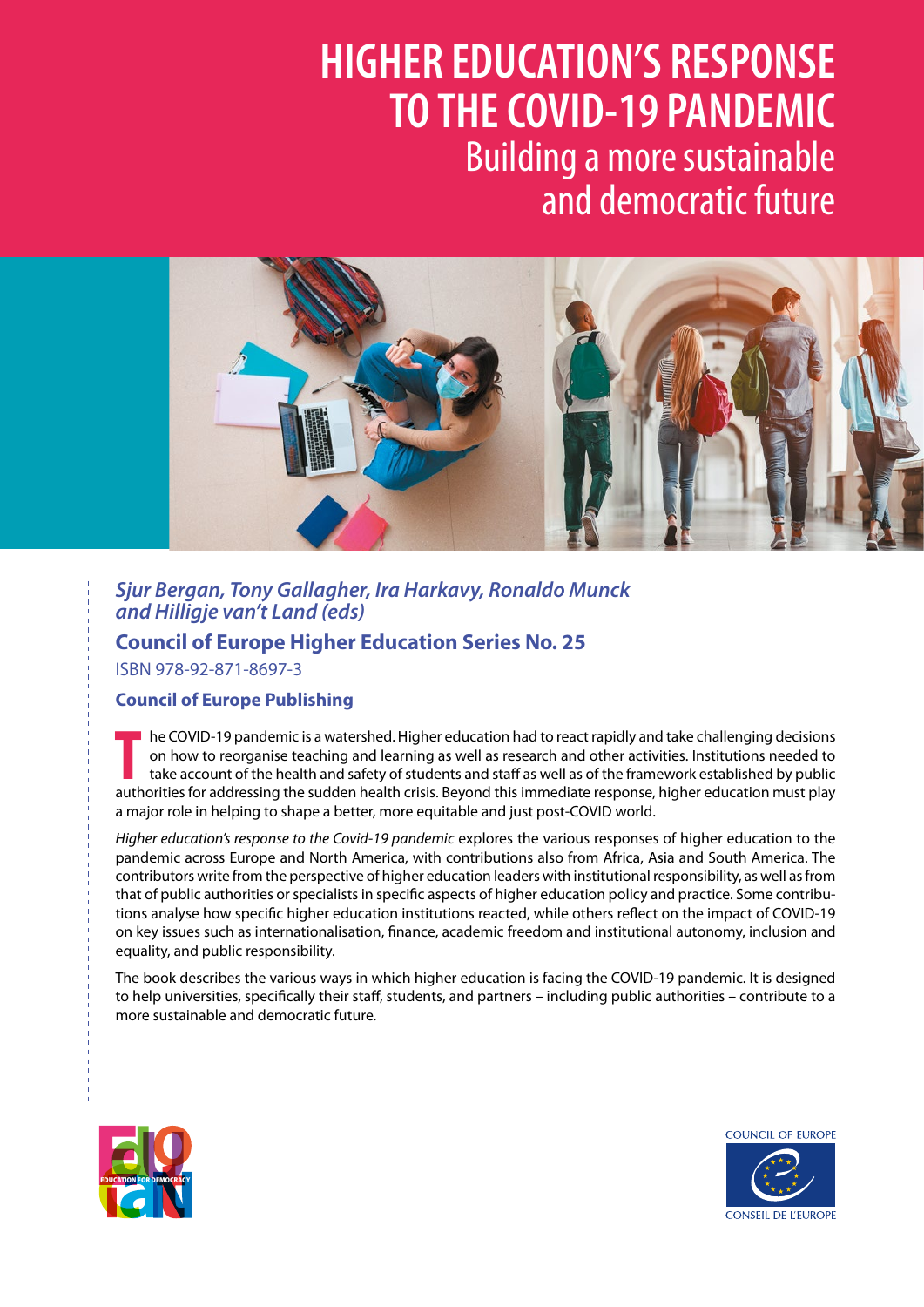# HIGHER EDUCATION'S RESPONSE TO THE COVID-19 PANDEMIC

## Building a more sustainable and democratic future

*Sjur Bergan, Tony Gallagher, Ira Harkavy, Ronaldo Munck and Hilligje van't Land (eds)*

**Council of Europe Higher Education Series No. 25**

ISBN 978-92-871-8697-3

**Council of Europe Publishing**

The COVID-19 pandemic is a watershed. Higher education had to react rapidly and take challenging decisions on how to reorganise teaching and learning as well as research and other activities. Institutions needed to take account of the health and safety of students and staff as well as of the framework established by public authorities for addressing the sudden health crisis. Beyond this immediate response, higher education must play a major role in helping to shape a better, more equitable and just post-COVID world.

*Higher education's response to the Covid-19 pandemic* explores the various responses of higher education to the pandemic across Europe and North America, with contributions also from Africa, Asia and South America. The contributors write from the perspective of higher education leaders with institutional responsibility, as well as from that of public authorities or specialists in specific aspects of higher education policy and practice. Some contributions analyse how specific higher education institutions reacted, while others reflect on the impact of COVID-19 on key issues such as internationalisation, finance, academic freedom and institutional autonomy, inclusion and equality, and public responsibility.

The book describes the various ways in which higher education is facing the COVID-19 pandemic. It is designed to help universities, specifically their staff, students, and partners – including public authorities – contribute to a more sustainable and democratic future.

EDUCATION FOR DEMOCRACY

COUNCIL OF EUROPE

CONSEIL DE L'EUROPE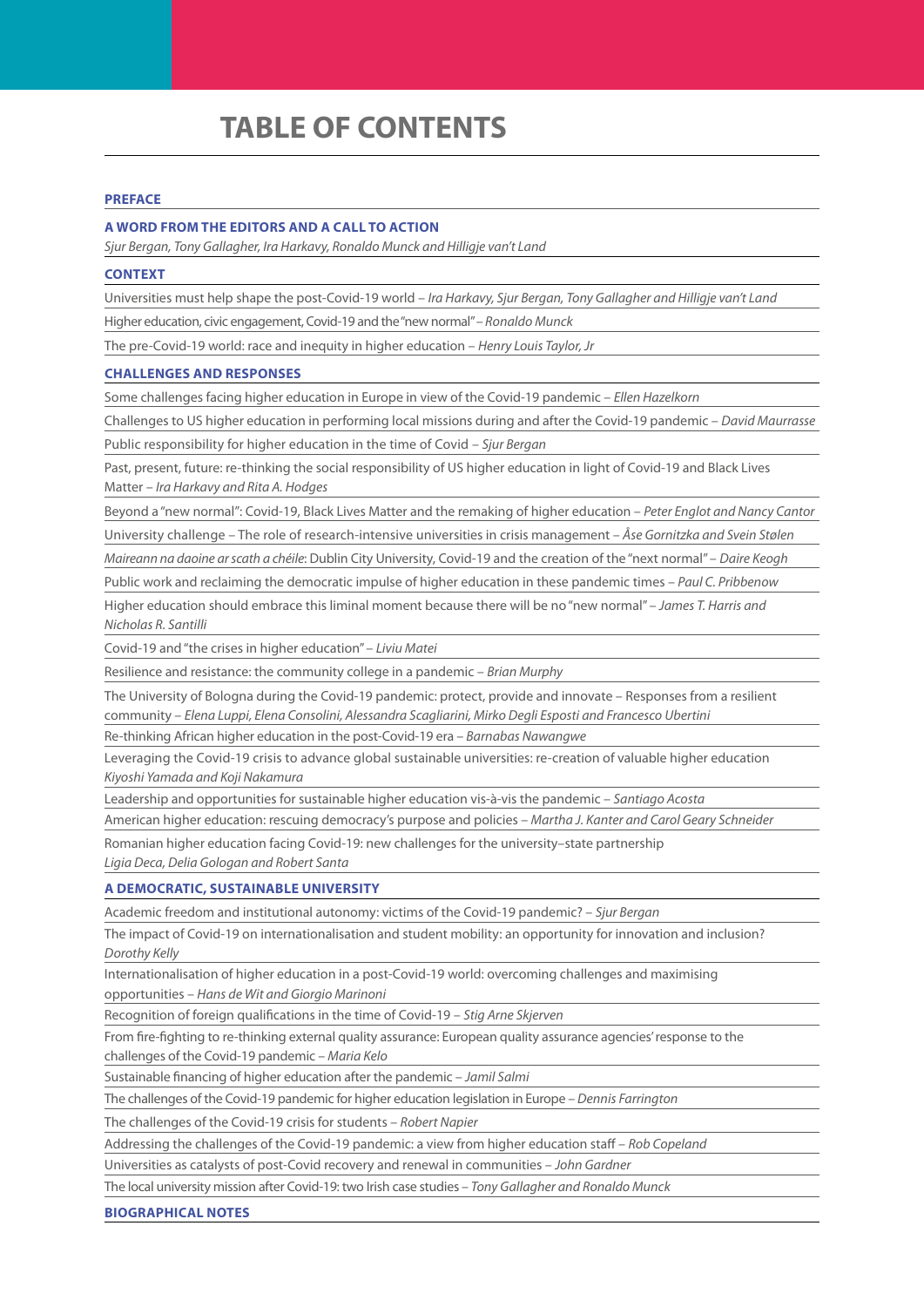# TABLE OF CONTENTS

**PREFACE**

**A WORD FROM THE EDITORS AND A CALL TO ACTION**

*Sjur Bergan, Tony Gallagher, Ira Harkavy, Ronaldo Munck and Hilligje van't Land*

**CONTEXT**

Universities must help shape the post-Covid-19 world – *Ira Harkavy, Sjur Bergan, Tony Gallagher and Hilligje van't Land*

Higher education, civic engagement, Covid-19 and the "new normal" – *Ronaldo Munck*

The pre-Covid-19 world: race and inequity in higher education – *Henry Louis Taylor, Jr*

**CHALLENGES AND RESPONSES**

Some challenges facing higher education in Europe in view of the Covid-19 pandemic – *Ellen Hazelkorn*

Challenges to US higher education in performing local missions during and after the Covid-19 pandemic – *David Maurrasse*

Public responsibility for higher education in the time of Covid – *Sjur Bergan*

Past, present, future: re-thinking the social responsibility of US higher education in light of Covid-19 and Black Lives Matter – *Ira Harkavy and Rita A. Hodges*

Beyond a "new normal": Covid-19, Black Lives Matter and the remaking of higher education – *Peter Englot and Nancy Cantor*

University challenge – The role of research-intensive universities in crisis management – *Åse Gornitzka and Svein Stølen*

*Maireann na daoine ar scath a chéile*: Dublin City University, Covid-19 and the creation of the "next normal" – *Daire Keogh*

Public work and reclaiming the democratic impulse of higher education in these pandemic times – *Paul C. Pribbenow*

Higher education should embrace this liminal moment because there will be no "new normal" – *James T. Harris and Nicholas R. Santilli*

Covid-19 and "the crises in higher education" – *Liviu Matei*

Resilience and resistance: the community college in a pandemic – *Brian Murphy*

The University of Bologna during the Covid-19 pandemic: protect, provide and innovate – Responses from a resilient community – *Elena Luppi, Elena Consolini, Alessandra Scagliarini, Mirko Degli Esposti and Francesco Ubertini*

Re-thinking African higher education in the post-Covid-19 era – *Barnabas Nawangwe*

Leveraging the Covid-19 crisis to advance global sustainable universities: re-creation of valuable higher education *Kiyoshi Yamada and Koji Nakamura*

Leadership and opportunities for sustainable higher education vis-à-vis the pandemic – *Santiago Acosta*

American higher education: rescuing democracy's purpose and policies – *Martha J. Kanter and Carol Geary Schneider*

Romanian higher education facing Covid-19: new challenges for the university–state partnership *Ligia Deca, Delia Gologan and Robert Santa*

**A DEMOCRATIC, SUSTAINABLE UNIVERSITY**

Academic freedom and institutional autonomy: victims of the Covid-19 pandemic? – *Sjur Bergan*

The impact of Covid-19 on internationalisation and student mobility: an opportunity for innovation and inclusion? *Dorothy Kelly*

Internationalisation of higher education in a post-Covid-19 world: overcoming challenges and maximising opportunities – *Hans de Wit and Giorgio Marinoni*

Recognition of foreign qualifications in the time of Covid-19 – *Stig Arne Skjerven*

From fire-fighting to re-thinking external quality assurance: European quality assurance agencies' response to the challenges of the Covid-19 pandemic – *Maria Kelo*

Sustainable financing of higher education after the pandemic – *Jamil Salmi*

The challenges of the Covid-19 pandemic for higher education legislation in Europe – *Dennis Farrington*

The challenges of the Covid-19 crisis for students – *Robert Napier*

Addressing the challenges of the Covid-19 pandemic: a view from higher education staff – *Rob Copeland*

Universities as catalysts of post-Covid recovery and renewal in communities – *John Gardner*

The local university mission after Covid-19: two Irish case studies – *Tony Gallagher and Ronaldo Munck*

**BIOGRAPHICAL NOTES**